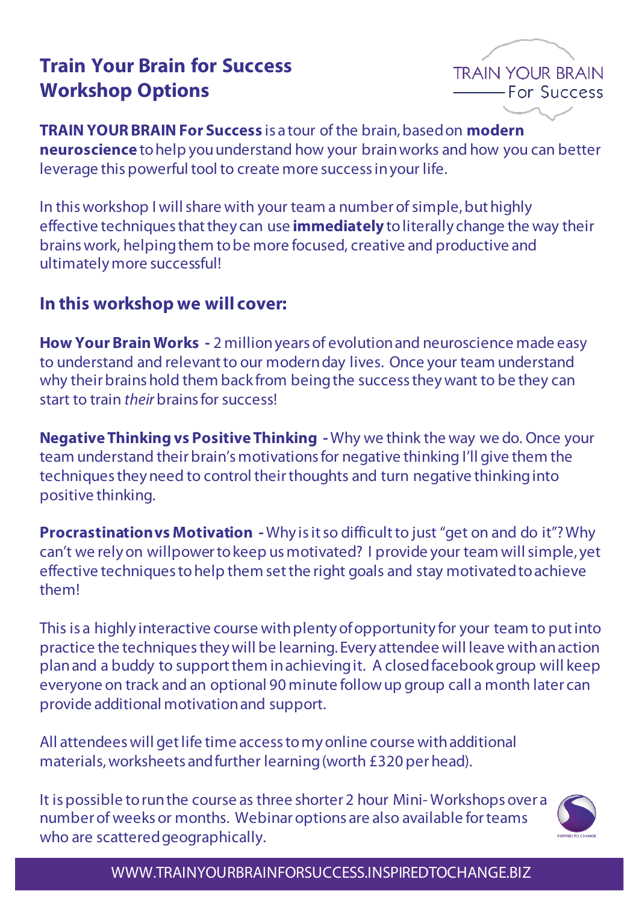# Train Your Brain for Success Workshop Options

TRAIN YOUR BRAIN For Success

**TRAIN YOUR BRAIN For Success** is a tour of the brain, based on **modern neuroscience** to help you understand how your brain works and how you can better leverage this powerful tool to create more success in your life.

In this workshop I will share with your team a number of simple, but highly effective techniques that they can use **immediately** to literally change the way their brains work, helping them to be more focused, creative and productive and ultimately more successful!

## In this workshop we will cover:

**How Your Brain Works -** 2 million years of evolution and neuroscience made easy to understand and relevant to our modern day lives. Once your team understand why their brains hold them back from being the success they want to be they can start to train *their* brains for success!

**Negative Thinking vs Positive Thinking -** Why we think the way we do. Once your team understand their brain's motivations for negative thinking I'll give them the techniques they need to control their thoughts and turn negative thinking into positive thinking.

**Procrastination vs Motivation -** Why is it so difficult to just "get on and do it"? Why can't we rely on willpower to keep us motivated? I provide your team will simple, yet effective techniques to help them set the right goals and stay motivated to achieve them!

This is a highly interactive course with plenty of opportunity for your team to put into practice the techniques they will be learning. Every attendee will leave with an action plan and a buddy to support them in achieving it. A closed facebook group will keep everyone on track and an optional 90 minute follow up group call a month later can provide additional motivation and support.

All attendees will get life time access to my online course with additional materials, worksheets and further learning (worth £320 per head).

It is possible to run the course as three shorter 2 hour Mini-Workshops over a number of weeks or months. Webinar options are also available for teams who are scattered geographically.

WWW.TRAINYOURBRAINFORSUCCESS.INSPIREDTOCHANGE.BIZ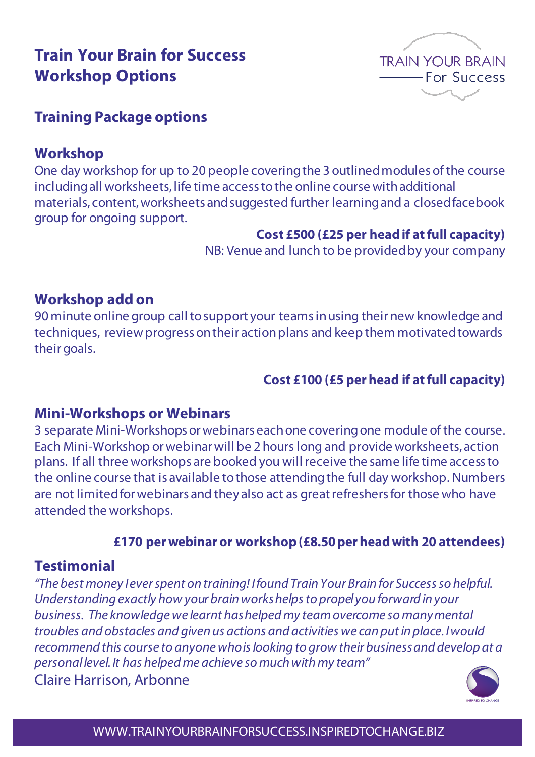# Train Your Brain for Success
# Workshop Options

TRAIN YOUR BRAIN
For Success

## Training Package options

### Workshop

One day workshop for up to 20 people covering the 3 outlined modules of the course including all worksheets, life time access to the online course with additional materials, content, worksheets and suggested further learning and a closed facebook group for ongoing support.

**Cost £500 (£25 per head if at full capacity)**

NB: Venue and lunch to be provided by your company

### Workshop add on

90 minute online group call to support your teams in using their new knowledge and techniques, review progress on their action plans and keep them motivated towards their goals.

**Cost £100 (£5 per head if at full capacity)**

### Mini-Workshops or Webinars

3 separate Mini-Workshops or webinars each one covering one module of the course. Each Mini-Workshop or webinar will be 2 hours long and provide worksheets, action plans. If all three workshops are booked you will receive the same life time access to the online course that is available to those attending the full day workshop. Numbers are not limited for webinars and they also act as great refreshers for those who have attended the workshops.

**£170 per webinar or workshop (£8.50 per head with 20 attendees)**

### Testimonial

*"The best money I ever spent on training! I found Train Your Brain for Success so helpful. Understanding exactly how your brain works helps to propel you forward in your business. The knowledge we learnt has helped my team overcome so many mental troubles and obstacles and given us actions and activities we can put in place. I would recommend this course to anyone who is looking to grow their business and develop at a personal level. It has helped me achieve so much with my team"*

Claire Harrison, Arbonne

INSPIRED TO CHANGE

WWW.TRAINYOURBRAINFORSUCCESS.INSPIREDTOCHANGE.BIZ